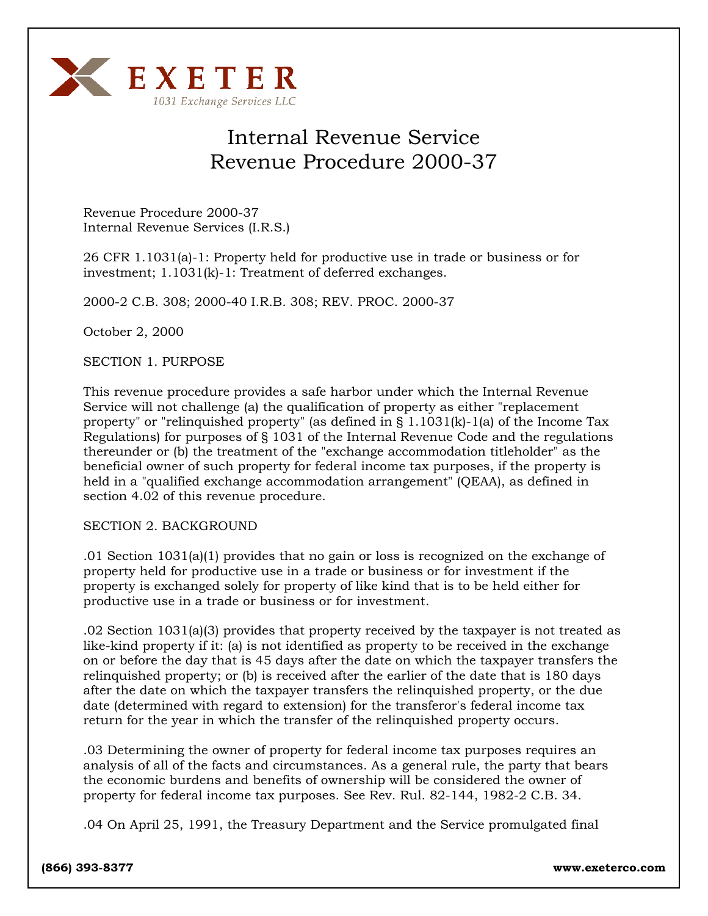EXETER

1031 Exchange Services LLC

# Internal Revenue Service
# Revenue Procedure 2000-37

Revenue Procedure 2000-37
Internal Revenue Services (I.R.S.)

26 CFR 1.1031(a)-1: Property held for productive use in trade or business or for investment; 1.1031(k)-1: Treatment of deferred exchanges.

2000-2 C.B. 308; 2000-40 I.R.B. 308; REV. PROC. 2000-37

October 2, 2000

SECTION 1. PURPOSE

This revenue procedure provides a safe harbor under which the Internal Revenue Service will not challenge (a) the qualification of property as either "replacement property" or "relinquished property" (as defined in § 1.1031(k)-1(a) of the Income Tax Regulations) for purposes of § 1031 of the Internal Revenue Code and the regulations thereunder or (b) the treatment of the "exchange accommodation titleholder" as the beneficial owner of such property for federal income tax purposes, if the property is held in a "qualified exchange accommodation arrangement" (QEAA), as defined in section 4.02 of this revenue procedure.

SECTION 2. BACKGROUND

.01 Section 1031(a)(1) provides that no gain or loss is recognized on the exchange of property held for productive use in a trade or business or for investment if the property is exchanged solely for property of like kind that is to be held either for productive use in a trade or business or for investment.

.02 Section 1031(a)(3) provides that property received by the taxpayer is not treated as like-kind property if it: (a) is not identified as property to be received in the exchange on or before the day that is 45 days after the date on which the taxpayer transfers the relinquished property; or (b) is received after the earlier of the date that is 180 days after the date on which the taxpayer transfers the relinquished property, or the due date (determined with regard to extension) for the transferor's federal income tax return for the year in which the transfer of the relinquished property occurs.

.03 Determining the owner of property for federal income tax purposes requires an analysis of all of the facts and circumstances. As a general rule, the party that bears the economic burdens and benefits of ownership will be considered the owner of property for federal income tax purposes. See Rev. Rul. 82-144, 1982-2 C.B. 34.

.04 On April 25, 1991, the Treasury Department and the Service promulgated final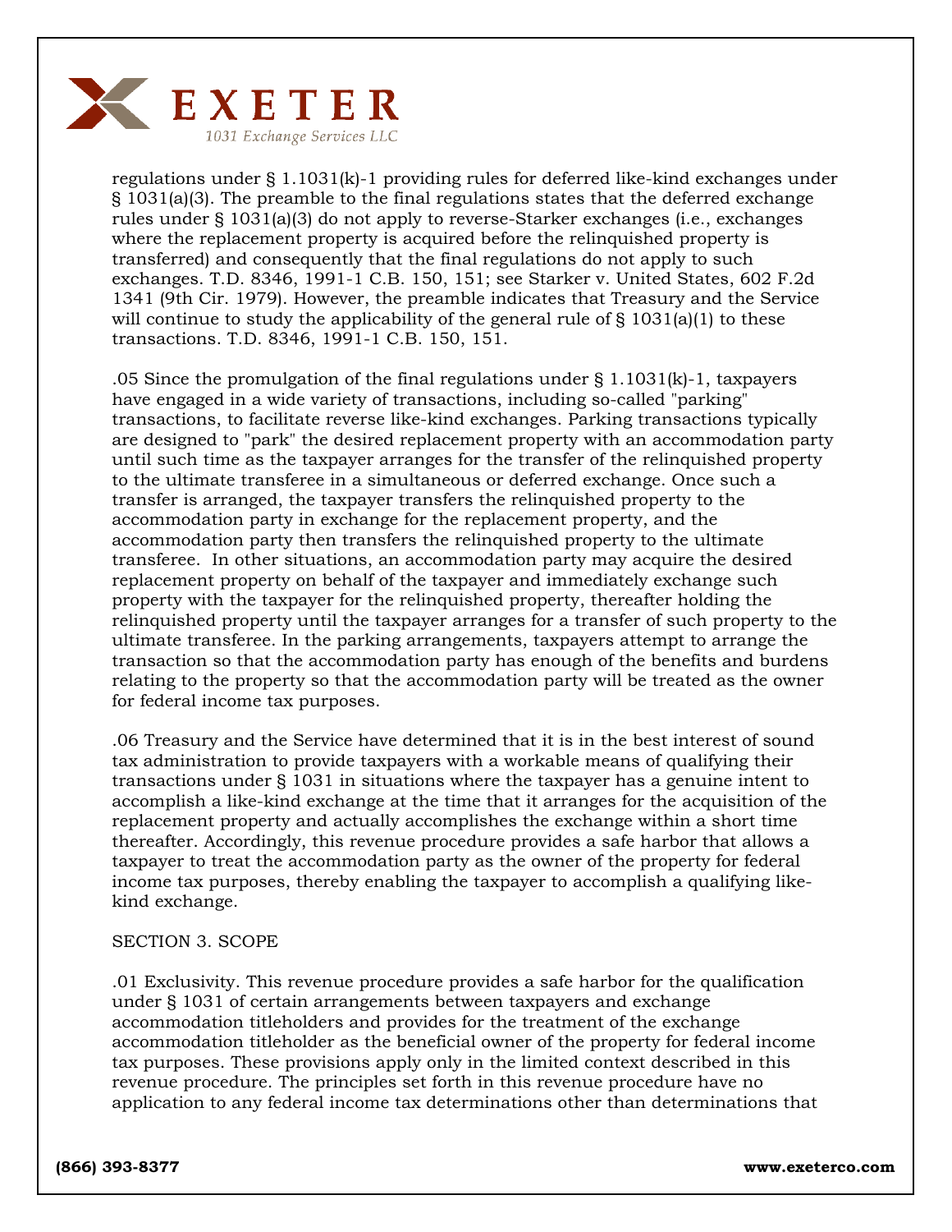regulations under § 1.1031(k)-1 providing rules for deferred like-kind exchanges under § 1031(a)(3). The preamble to the final regulations states that the deferred exchange rules under § 1031(a)(3) do not apply to reverse-Starker exchanges (i.e., exchanges where the replacement property is acquired before the relinquished property is transferred) and consequently that the final regulations do not apply to such exchanges. T.D. 8346, 1991-1 C.B. 150, 151; see Starker v. United States, 602 F.2d 1341 (9th Cir. 1979). However, the preamble indicates that Treasury and the Service will continue to study the applicability of the general rule of § 1031(a)(1) to these transactions. T.D. 8346, 1991-1 C.B. 150, 151.

.05 Since the promulgation of the final regulations under § 1.1031(k)-1, taxpayers have engaged in a wide variety of transactions, including so-called "parking" transactions, to facilitate reverse like-kind exchanges. Parking transactions typically are designed to "park" the desired replacement property with an accommodation party until such time as the taxpayer arranges for the transfer of the relinquished property to the ultimate transferee in a simultaneous or deferred exchange. Once such a transfer is arranged, the taxpayer transfers the relinquished property to the accommodation party in exchange for the replacement property, and the accommodation party then transfers the relinquished property to the ultimate transferee. In other situations, an accommodation party may acquire the desired replacement property on behalf of the taxpayer and immediately exchange such property with the taxpayer for the relinquished property, thereafter holding the relinquished property until the taxpayer arranges for a transfer of such property to the ultimate transferee. In the parking arrangements, taxpayers attempt to arrange the transaction so that the accommodation party has enough of the benefits and burdens relating to the property so that the accommodation party will be treated as the owner for federal income tax purposes.

.06 Treasury and the Service have determined that it is in the best interest of sound tax administration to provide taxpayers with a workable means of qualifying their transactions under § 1031 in situations where the taxpayer has a genuine intent to accomplish a like-kind exchange at the time that it arranges for the acquisition of the replacement property and actually accomplishes the exchange within a short time thereafter. Accordingly, this revenue procedure provides a safe harbor that allows a taxpayer to treat the accommodation party as the owner of the property for federal income tax purposes, thereby enabling the taxpayer to accomplish a qualifying like-kind exchange.

SECTION 3. SCOPE

.01 Exclusivity. This revenue procedure provides a safe harbor for the qualification under § 1031 of certain arrangements between taxpayers and exchange accommodation titleholders and provides for the treatment of the exchange accommodation titleholder as the beneficial owner of the property for federal income tax purposes. These provisions apply only in the limited context described in this revenue procedure. The principles set forth in this revenue procedure have no application to any federal income tax determinations other than determinations that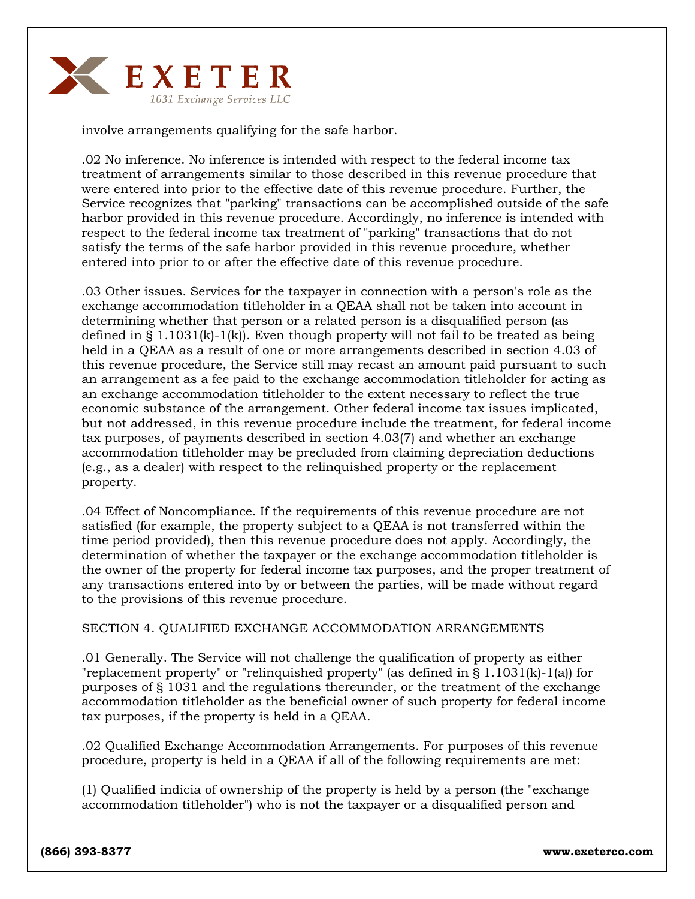involve arrangements qualifying for the safe harbor.

.02 No inference. No inference is intended with respect to the federal income tax treatment of arrangements similar to those described in this revenue procedure that were entered into prior to the effective date of this revenue procedure. Further, the Service recognizes that "parking" transactions can be accomplished outside of the safe harbor provided in this revenue procedure. Accordingly, no inference is intended with respect to the federal income tax treatment of "parking" transactions that do not satisfy the terms of the safe harbor provided in this revenue procedure, whether entered into prior to or after the effective date of this revenue procedure.

.03 Other issues. Services for the taxpayer in connection with a person's role as the exchange accommodation titleholder in a QEAA shall not be taken into account in determining whether that person or a related person is a disqualified person (as defined in § 1.1031(k)-1(k)). Even though property will not fail to be treated as being held in a QEAA as a result of one or more arrangements described in section 4.03 of this revenue procedure, the Service still may recast an amount paid pursuant to such an arrangement as a fee paid to the exchange accommodation titleholder for acting as an exchange accommodation titleholder to the extent necessary to reflect the true economic substance of the arrangement. Other federal income tax issues implicated, but not addressed, in this revenue procedure include the treatment, for federal income tax purposes, of payments described in section 4.03(7) and whether an exchange accommodation titleholder may be precluded from claiming depreciation deductions (e.g., as a dealer) with respect to the relinquished property or the replacement property.

.04 Effect of Noncompliance. If the requirements of this revenue procedure are not satisfied (for example, the property subject to a QEAA is not transferred within the time period provided), then this revenue procedure does not apply. Accordingly, the determination of whether the taxpayer or the exchange accommodation titleholder is the owner of the property for federal income tax purposes, and the proper treatment of any transactions entered into by or between the parties, will be made without regard to the provisions of this revenue procedure.

SECTION 4. QUALIFIED EXCHANGE ACCOMMODATION ARRANGEMENTS

.01 Generally. The Service will not challenge the qualification of property as either "replacement property" or "relinquished property" (as defined in § 1.1031(k)-1(a)) for purposes of § 1031 and the regulations thereunder, or the treatment of the exchange accommodation titleholder as the beneficial owner of such property for federal income tax purposes, if the property is held in a QEAA.

.02 Qualified Exchange Accommodation Arrangements. For purposes of this revenue procedure, property is held in a QEAA if all of the following requirements are met:

(1) Qualified indicia of ownership of the property is held by a person (the "exchange accommodation titleholder") who is not the taxpayer or a disqualified person and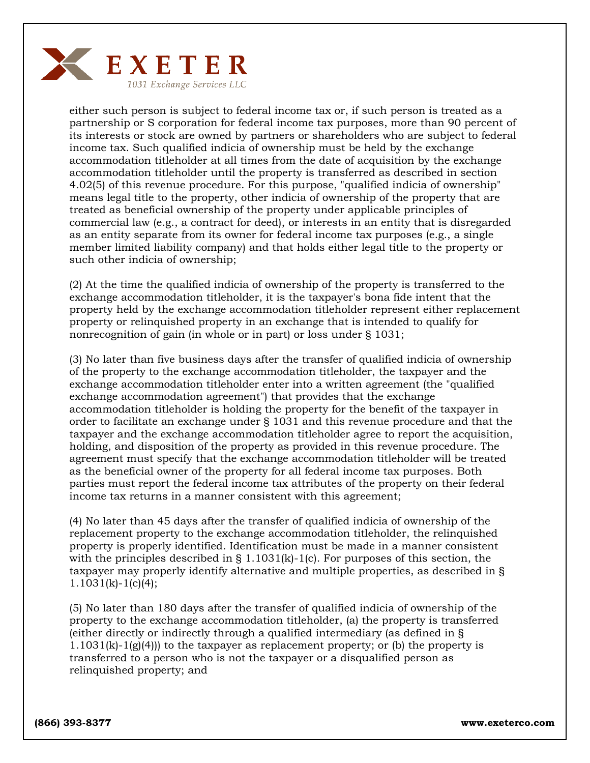either such person is subject to federal income tax or, if such person is treated as a partnership or S corporation for federal income tax purposes, more than 90 percent of its interests or stock are owned by partners or shareholders who are subject to federal income tax. Such qualified indicia of ownership must be held by the exchange accommodation titleholder at all times from the date of acquisition by the exchange accommodation titleholder until the property is transferred as described in section 4.02(5) of this revenue procedure. For this purpose, "qualified indicia of ownership" means legal title to the property, other indicia of ownership of the property that are treated as beneficial ownership of the property under applicable principles of commercial law (e.g., a contract for deed), or interests in an entity that is disregarded as an entity separate from its owner for federal income tax purposes (e.g., a single member limited liability company) and that holds either legal title to the property or such other indicia of ownership;

(2) At the time the qualified indicia of ownership of the property is transferred to the exchange accommodation titleholder, it is the taxpayer's bona fide intent that the property held by the exchange accommodation titleholder represent either replacement property or relinquished property in an exchange that is intended to qualify for nonrecognition of gain (in whole or in part) or loss under § 1031;

(3) No later than five business days after the transfer of qualified indicia of ownership of the property to the exchange accommodation titleholder, the taxpayer and the exchange accommodation titleholder enter into a written agreement (the "qualified exchange accommodation agreement") that provides that the exchange accommodation titleholder is holding the property for the benefit of the taxpayer in order to facilitate an exchange under § 1031 and this revenue procedure and that the taxpayer and the exchange accommodation titleholder agree to report the acquisition, holding, and disposition of the property as provided in this revenue procedure. The agreement must specify that the exchange accommodation titleholder will be treated as the beneficial owner of the property for all federal income tax purposes. Both parties must report the federal income tax attributes of the property on their federal income tax returns in a manner consistent with this agreement;

(4) No later than 45 days after the transfer of qualified indicia of ownership of the replacement property to the exchange accommodation titleholder, the relinquished property is properly identified. Identification must be made in a manner consistent with the principles described in § 1.1031(k)-1(c). For purposes of this section, the taxpayer may properly identify alternative and multiple properties, as described in § 1.1031(k)-1(c)(4);

(5) No later than 180 days after the transfer of qualified indicia of ownership of the property to the exchange accommodation titleholder, (a) the property is transferred (either directly or indirectly through a qualified intermediary (as defined in § 1.1031(k)-1(g)(4))) to the taxpayer as replacement property; or (b) the property is transferred to a person who is not the taxpayer or a disqualified person as relinquished property; and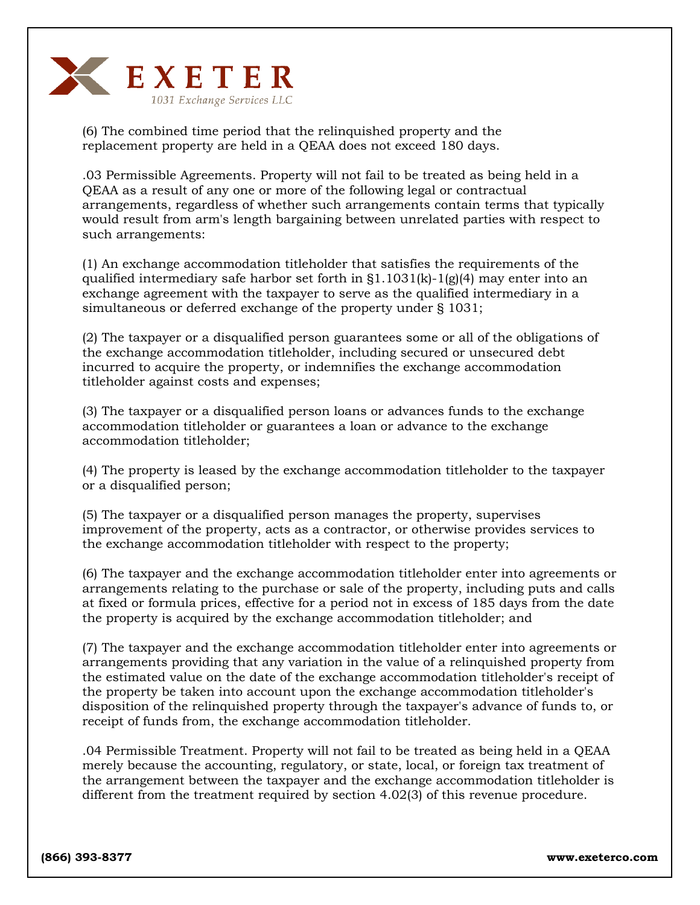(6) The combined time period that the relinquished property and the replacement property are held in a QEAA does not exceed 180 days.

.03 Permissible Agreements. Property will not fail to be treated as being held in a QEAA as a result of any one or more of the following legal or contractual arrangements, regardless of whether such arrangements contain terms that typically would result from arm's length bargaining between unrelated parties with respect to such arrangements:

(1) An exchange accommodation titleholder that satisfies the requirements of the qualified intermediary safe harbor set forth in §1.1031(k)-1(g)(4) may enter into an exchange agreement with the taxpayer to serve as the qualified intermediary in a simultaneous or deferred exchange of the property under § 1031;

(2) The taxpayer or a disqualified person guarantees some or all of the obligations of the exchange accommodation titleholder, including secured or unsecured debt incurred to acquire the property, or indemnifies the exchange accommodation titleholder against costs and expenses;

(3) The taxpayer or a disqualified person loans or advances funds to the exchange accommodation titleholder or guarantees a loan or advance to the exchange accommodation titleholder;

(4) The property is leased by the exchange accommodation titleholder to the taxpayer or a disqualified person;

(5) The taxpayer or a disqualified person manages the property, supervises improvement of the property, acts as a contractor, or otherwise provides services to the exchange accommodation titleholder with respect to the property;

(6) The taxpayer and the exchange accommodation titleholder enter into agreements or arrangements relating to the purchase or sale of the property, including puts and calls at fixed or formula prices, effective for a period not in excess of 185 days from the date the property is acquired by the exchange accommodation titleholder; and

(7) The taxpayer and the exchange accommodation titleholder enter into agreements or arrangements providing that any variation in the value of a relinquished property from the estimated value on the date of the exchange accommodation titleholder's receipt of the property be taken into account upon the exchange accommodation titleholder's disposition of the relinquished property through the taxpayer's advance of funds to, or receipt of funds from, the exchange accommodation titleholder.

.04 Permissible Treatment. Property will not fail to be treated as being held in a QEAA merely because the accounting, regulatory, or state, local, or foreign tax treatment of the arrangement between the taxpayer and the exchange accommodation titleholder is different from the treatment required by section 4.02(3) of this revenue procedure.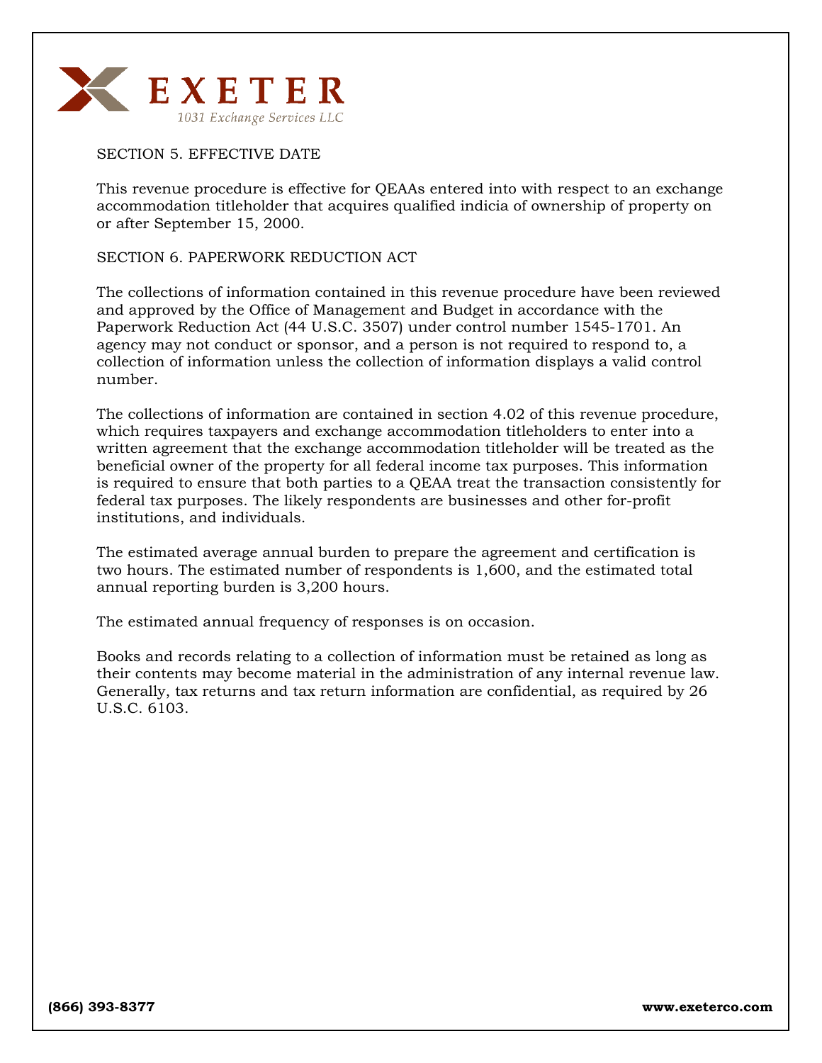## SECTION 5. EFFECTIVE DATE

This revenue procedure is effective for QEAAs entered into with respect to an exchange accommodation titleholder that acquires qualified indicia of ownership of property on or after September 15, 2000.

## SECTION 6. PAPERWORK REDUCTION ACT

The collections of information contained in this revenue procedure have been reviewed and approved by the Office of Management and Budget in accordance with the Paperwork Reduction Act (44 U.S.C. 3507) under control number 1545-1701. An agency may not conduct or sponsor, and a person is not required to respond to, a collection of information unless the collection of information displays a valid control number.

The collections of information are contained in section 4.02 of this revenue procedure, which requires taxpayers and exchange accommodation titleholders to enter into a written agreement that the exchange accommodation titleholder will be treated as the beneficial owner of the property for all federal income tax purposes. This information is required to ensure that both parties to a QEAA treat the transaction consistently for federal tax purposes. The likely respondents are businesses and other for-profit institutions, and individuals.

The estimated average annual burden to prepare the agreement and certification is two hours. The estimated number of respondents is 1,600, and the estimated total annual reporting burden is 3,200 hours.

The estimated annual frequency of responses is on occasion.

Books and records relating to a collection of information must be retained as long as their contents may become material in the administration of any internal revenue law. Generally, tax returns and tax return information are confidential, as required by 26 U.S.C. 6103.